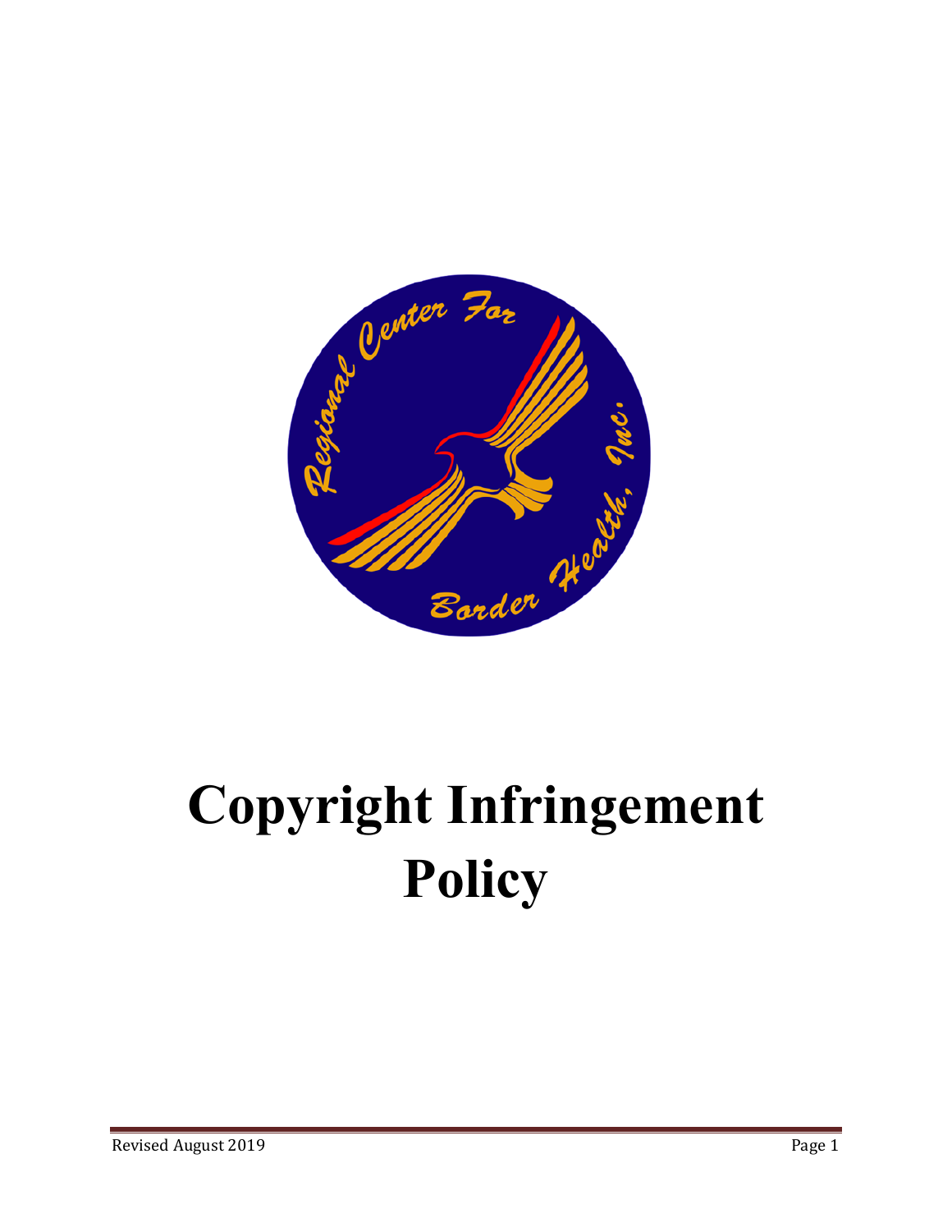# Copyright Infringement Policy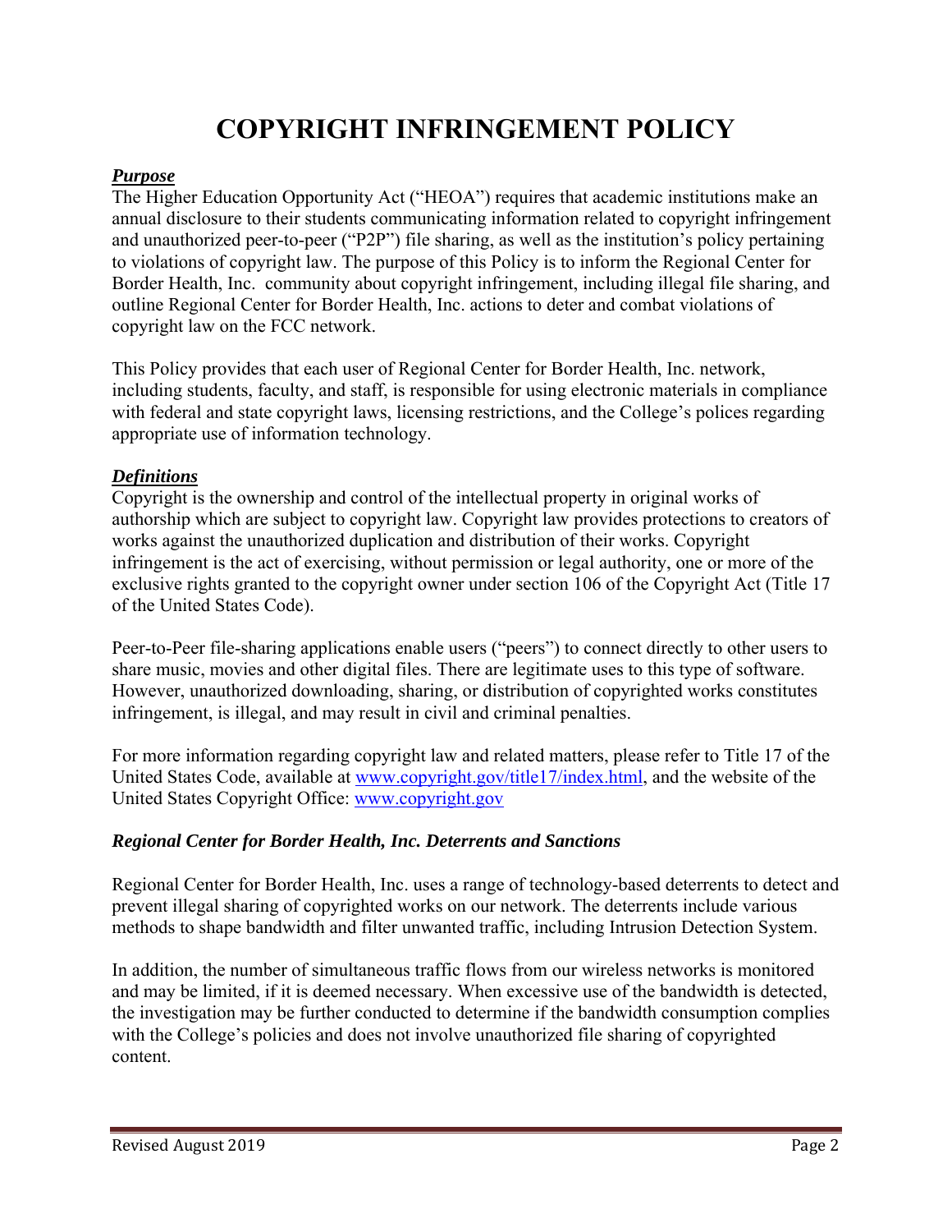# COPYRIGHT INFRINGEMENT POLICY

***Purpose***

The Higher Education Opportunity Act ("HEOA") requires that academic institutions make an annual disclosure to their students communicating information related to copyright infringement and unauthorized peer-to-peer ("P2P") file sharing, as well as the institution's policy pertaining to violations of copyright law. The purpose of this Policy is to inform the Regional Center for Border Health, Inc. community about copyright infringement, including illegal file sharing, and outline Regional Center for Border Health, Inc. actions to deter and combat violations of copyright law on the FCC network.

This Policy provides that each user of Regional Center for Border Health, Inc. network, including students, faculty, and staff, is responsible for using electronic materials in compliance with federal and state copyright laws, licensing restrictions, and the College's polices regarding appropriate use of information technology.

***Definitions***

Copyright is the ownership and control of the intellectual property in original works of authorship which are subject to copyright law. Copyright law provides protections to creators of works against the unauthorized duplication and distribution of their works. Copyright infringement is the act of exercising, without permission or legal authority, one or more of the exclusive rights granted to the copyright owner under section 106 of the Copyright Act (Title 17 of the United States Code).

Peer-to-Peer file-sharing applications enable users ("peers") to connect directly to other users to share music, movies and other digital files. There are legitimate uses to this type of software. However, unauthorized downloading, sharing, or distribution of copyrighted works constitutes infringement, is illegal, and may result in civil and criminal penalties.

For more information regarding copyright law and related matters, please refer to Title 17 of the United States Code, available at [www.copyright.gov/title17/index.html](www.copyright.gov/title17/index.html), and the website of the United States Copyright Office: [www.copyright.gov](www.copyright.gov)

***Regional Center for Border Health, Inc. Deterrents and Sanctions***

Regional Center for Border Health, Inc. uses a range of technology-based deterrents to detect and prevent illegal sharing of copyrighted works on our network. The deterrents include various methods to shape bandwidth and filter unwanted traffic, including Intrusion Detection System.

In addition, the number of simultaneous traffic flows from our wireless networks is monitored and may be limited, if it is deemed necessary. When excessive use of the bandwidth is detected, the investigation may be further conducted to determine if the bandwidth consumption complies with the College's policies and does not involve unauthorized file sharing of copyrighted content.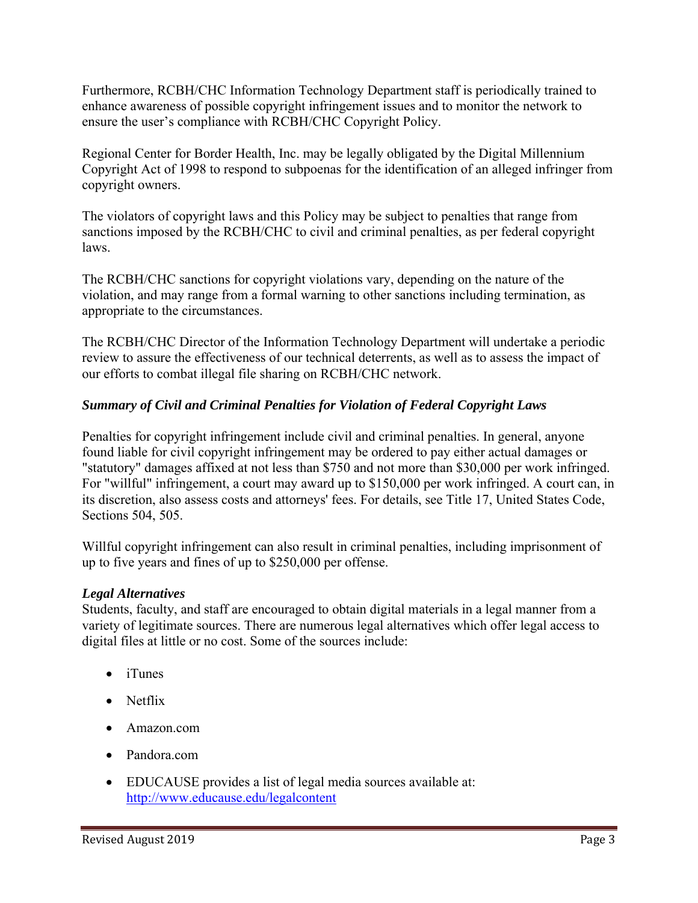Furthermore, RCBH/CHC Information Technology Department staff is periodically trained to enhance awareness of possible copyright infringement issues and to monitor the network to ensure the user's compliance with RCBH/CHC Copyright Policy.

Regional Center for Border Health, Inc. may be legally obligated by the Digital Millennium Copyright Act of 1998 to respond to subpoenas for the identification of an alleged infringer from copyright owners.

The violators of copyright laws and this Policy may be subject to penalties that range from sanctions imposed by the RCBH/CHC to civil and criminal penalties, as per federal copyright laws.

The RCBH/CHC sanctions for copyright violations vary, depending on the nature of the violation, and may range from a formal warning to other sanctions including termination, as appropriate to the circumstances.

The RCBH/CHC Director of the Information Technology Department will undertake a periodic review to assure the effectiveness of our technical deterrents, as well as to assess the impact of our efforts to combat illegal file sharing on RCBH/CHC network.

***Summary of Civil and Criminal Penalties for Violation of Federal Copyright Laws***

Penalties for copyright infringement include civil and criminal penalties. In general, anyone found liable for civil copyright infringement may be ordered to pay either actual damages or "statutory" damages affixed at not less than $750 and not more than $30,000 per work infringed. For "willful" infringement, a court may award up to $150,000 per work infringed. A court can, in its discretion, also assess costs and attorneys' fees. For details, see Title 17, United States Code, Sections 504, 505.

Willful copyright infringement can also result in criminal penalties, including imprisonment of up to five years and fines of up to $250,000 per offense.

***Legal Alternatives***

Students, faculty, and staff are encouraged to obtain digital materials in a legal manner from a variety of legitimate sources. There are numerous legal alternatives which offer legal access to digital files at little or no cost. Some of the sources include:

- iTunes
- Netflix
- Amazon.com
- Pandora.com
- EDUCAUSE provides a list of legal media sources available at: http://www.educause.edu/legalcontent